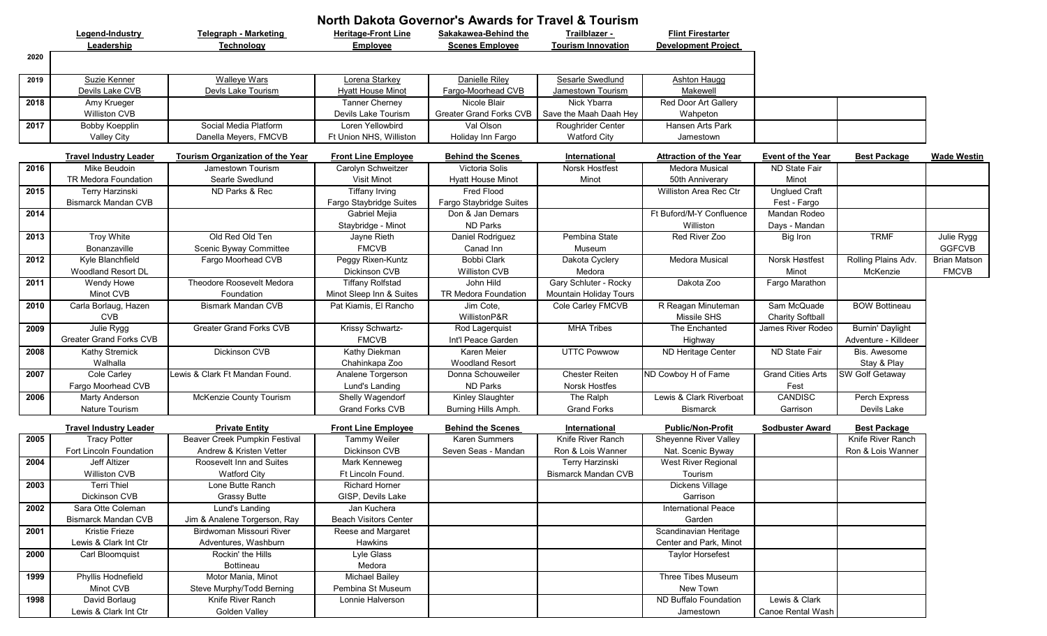# North Dakota Governor's Awards for Travel & Tourism

| | Legend-Industry Leadership | Telegraph - Marketing Technology | Heritage-Front Line Employee | Sakakawea-Behind the Scenes Employee | Trailblazer - Tourism Innovation | Flint Firestarter Development Project | | | |
|---|---|---|---|---|---|---|---|---|---|
| 2020 | | | | | | | | | |
| 2019 | Suzie Kenner Devils Lake CVB | Walleye Wars Devls Lake Tourism | Lorena Starkey Hyatt House Minot | Danielle Riley Fargo-Moorhead CVB | Sesarle Swedlund Jamestown Tourism | Ashton Haugg Makewell | | | |
| 2018 | Amy Krueger Williston CVB | | Tanner Cherney Devils Lake Tourism | Nicole Blair Greater Grand Forks CVB | Nick Ybarra Save the Maah Daah Hey | Red Door Art Gallery Wahpeton | | | |
| 2017 | Bobby Koepplin Valley City | Social Media Platform Danella Meyers, FMCVB | Loren Yellowbird Ft Union NHS, Williston | Val Olson Holiday Inn Fargo | Roughrider Center Watford City | Hansen Arts Park Jamestown | | | |

| | Travel Industry Leader | Tourism Organization of the Year | Front Line Employee | Behind the Scenes | International | Attraction of the Year | Event of the Year | Best Package | Wade Westin |
|---|---|---|---|---|---|---|---|---|---|
| 2016 | Mike Beudoin TR Medora Foundation | Jamestown Tourism Searle Swedlund | Carolyn Schweitzer Visit Minot | Victoria Solis Hyatt House Minot | Norsk Hostfest Minot | Medora Musical 50th Anniverary | ND State Fair Minot | | |
| 2015 | Terry Harzinski Bismarck Mandan CVB | ND Parks & Rec | Tiffany Irving Fargo Staybridge Suites | Fred Flood Fargo Staybridge Suites | | Williston Area Rec Ctr | Unglued Craft Fest - Fargo | | |
| 2014 | | | Gabriel Mejia Staybridge - Minot | Don & Jan Demars ND Parks | | Ft Buford/M-Y Confluence Williston | Mandan Rodeo Days - Mandan | | |
| 2013 | Troy White Bonanzaville | Old Red Old Ten Scenic Byway Committee | Jayne Rieth FMCVB | Daniel Rodriguez Canad Inn | Pembina State Museum | Red River Zoo | Big Iron | TRMF | Julie Rygg GGFCVB |
| 2012 | Kyle Blanchfield Woodland Resort DL | Fargo Moorhead CVB | Peggy Rixen-Kuntz Dickinson CVB | Bobbi Clark Williston CVB | Dakota Cyclery Medora | Medora Musical | Norsk Høstfest Minot | Rolling Plains Adv. McKenzie | Brian Matson FMCVB |
| 2011 | Wendy Howe Minot CVB | Theodore Roosevelt Medora Foundation | Tiffany Rolfstad Minot Sleep Inn & Suites | John Hild TR Medora Foundation | Gary Schluter - Rocky Mountain Holiday Tours | Dakota Zoo | Fargo Marathon | | |
| 2010 | Carla Borlaug, Hazen CVB | Bismark Mandan CVB | Pat Kiamis, El Rancho | Jim Cote, WillistonP&R | Cole Carley FMCVB | R Reagan Minuteman Missile SHS | Sam McQuade Charity Softball | BOW Bottineau | |
| 2009 | Julie Rygg Greater Grand Forks CVB | Greater Grand Forks CVB | Krissy Schwartz-FMCVB | Rod Lagerquist Int'l Peace Garden | MHA Tribes | The Enchanted Highway | James River Rodeo | Burnin' Daylight Adventure - Killdeer | |
| 2008 | Kathy Stremick Walhalla | Dickinson CVB | Kathy Diekman Chahinkapa Zoo | Karen Meier Woodland Resort | UTTC Powwow | ND Heritage Center | ND State Fair | Bis. Awesome Stay & Play | |
| 2007 | Cole Carley Fargo Moorhead CVB | Lewis & Clark Ft Mandan Found. | Analene Torgerson Lund's Landing | Donna Schouweiler ND Parks | Chester Reiten Norsk Hostfes | ND Cowboy H of Fame | Grand Cities Arts Fest | SW Golf Getaway | |
| 2006 | Marty Anderson Nature Tourism | McKenzie County Tourism | Shelly Wagendorf Grand Forks CVB | Kinley Slaughter Burning Hills Amph. | The Ralph Grand Forks | Lewis & Clark Riverboat Bismarck | CANDISC Garrison | Perch Express Devils Lake | |

| | Travel Industry Leader | Private Entity | Front Line Employee | Behind the Scenes | International | Public/Non-Profit | Sodbuster Award | Best Package |
|---|---|---|---|---|---|---|---|---|
| 2005 | Tracy Potter Fort Lincoln Foundation | Beaver Creek Pumpkin Festival Andrew & Kristen Vetter | Tammy Weiler Dickinson CVB | Karen Summers Seven Seas - Mandan | Knife River Ranch Ron & Lois Wanner | Sheyenne River Valley Nat. Scenic Byway | | Knife River Ranch Ron & Lois Wanner |
| 2004 | Jeff Altizer Williston CVB | Roosevelt Inn and Suites Watford City | Mark Kenneweg Ft Lincoln Found. | | Terry Harzinski Bismarck Mandan CVB | West River Regional Tourism | | |
| 2003 | Terri Thiel Dickinson CVB | Lone Butte Ranch Grassy Butte | Richard Horner GISP, Devils Lake | | | Dickens Village Garrison | | |
| 2002 | Sara Otte Coleman Bismarck Mandan CVB | Lund's Landing Jim & Analene Torgerson, Ray | Jan Kuchera Beach Visitors Center | | | International Peace Garden | | |
| 2001 | Kristie Frieze Lewis & Clark Int Ctr | Birdwoman Missouri River Adventures, Washburn | Reese and Margaret Hawkins | | | Scandinavian Heritage Center and Park, Minot | | |
| 2000 | Carl Bloomquist | Rockin' the Hills Bottineau | Lyle Glass Medora | | | Taylor Horsefest | | |
| 1999 | Phyllis Hodnefield Minot CVB | Motor Mania, Minot Steve Murphy/Todd Berning | Michael Bailey Pembina St Museum | | | Three Tibes Museum New Town | | |
| 1998 | David Borlaug Lewis & Clark Int Ctr | Knife River Ranch Golden Valley | Lonnie Halverson | | | ND Buffalo Foundation Jamestown | Lewis & Clark Canoe Rental Wash | |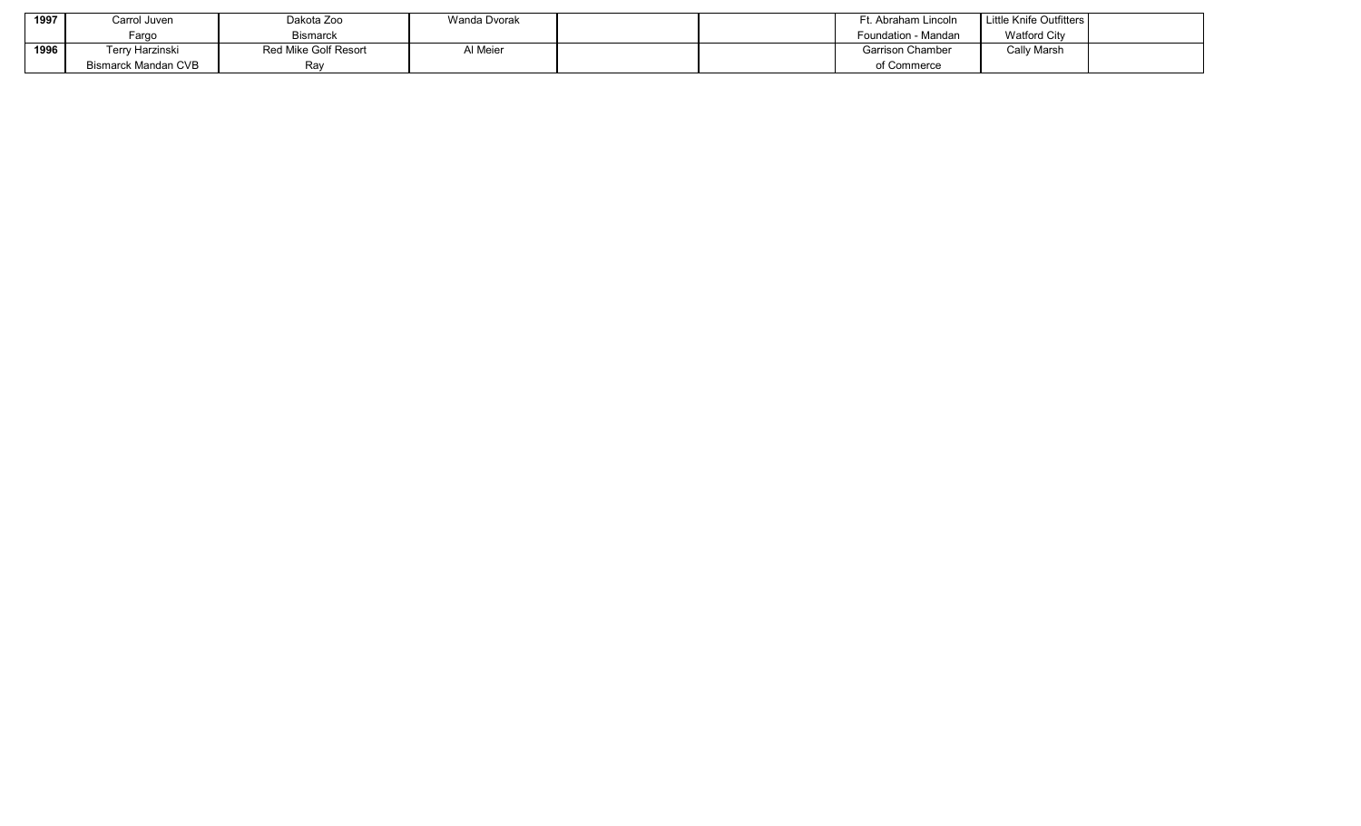| | | | | | | | | |
|---|---|---|---|---|---|---|---|---|
| **1997** | Carrol Juven Fargo | Dakota Zoo Bismarck | Wanda Dvorak | | | Ft. Abraham Lincoln Foundation - Mandan | Little Knife Outfitters Watford City | |
| **1996** | Terry Harzinski Bismarck Mandan CVB | Red Mike Golf Resort Ray | Al Meier | | | Garrison Chamber of Commerce | Cally Marsh | |